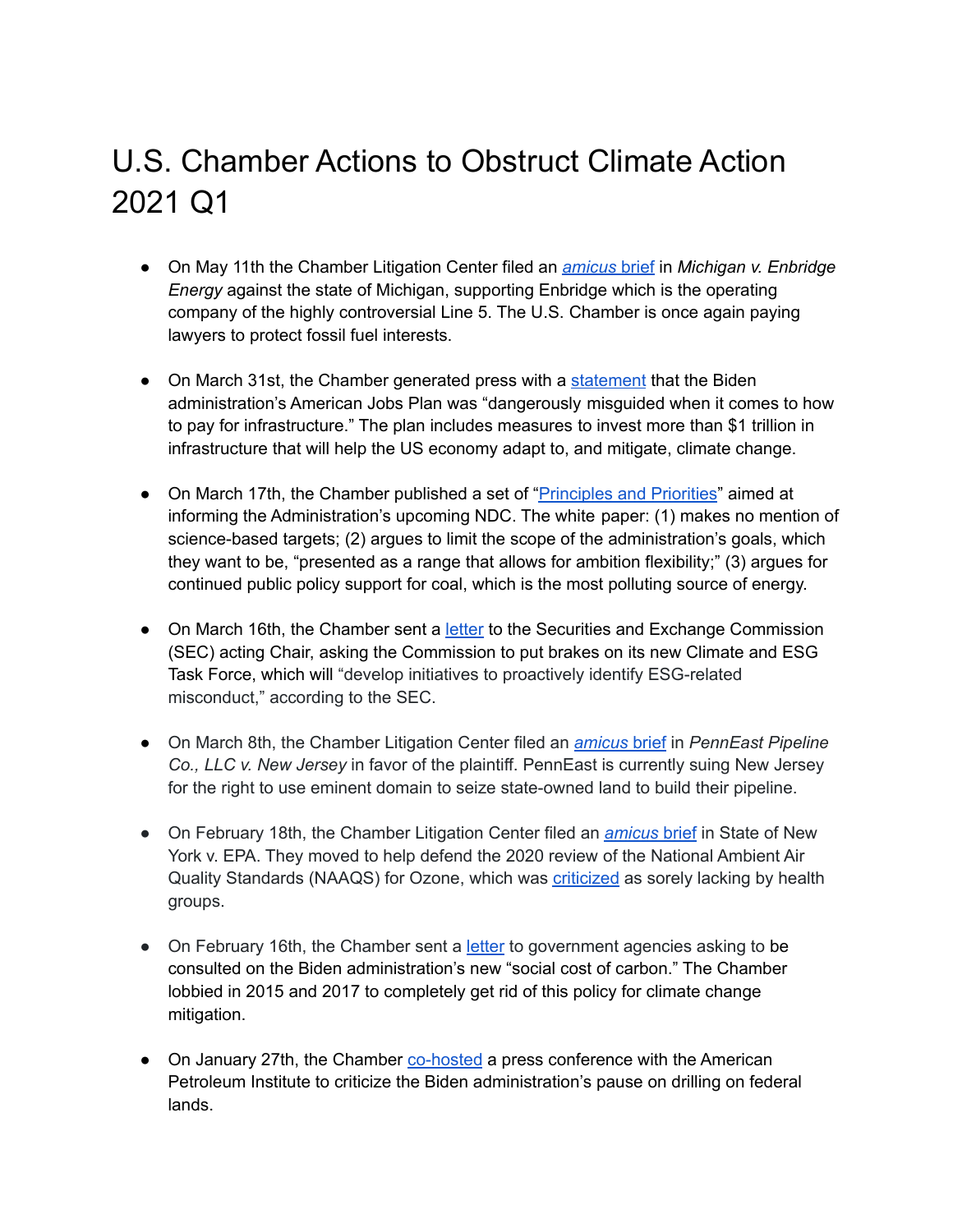# U.S. Chamber Actions to Obstruct Climate Action 2021 Q1

- On May 11th the Chamber Litigation Center filed an [*amicus* brief] in *Michigan v. Enbridge Energy* against the state of Michigan, supporting Enbridge which is the operating company of the highly controversial Line 5. The U.S. Chamber is once again paying lawyers to protect fossil fuel interests.

- On March 31st, the Chamber generated press with a [statement] that the Biden administration's American Jobs Plan was "dangerously misguided when it comes to how to pay for infrastructure." The plan includes measures to invest more than $1 trillion in infrastructure that will help the US economy adapt to, and mitigate, climate change.

- On March 17th, the Chamber published a set of "[Principles and Priorities]" aimed at informing the Administration's upcoming NDC. The white paper: (1) makes no mention of science-based targets; (2) argues to limit the scope of the administration's goals, which they want to be, "presented as a range that allows for ambition flexibility;" (3) argues for continued public policy support for coal, which is the most polluting source of energy.

- On March 16th, the Chamber sent a [letter] to the Securities and Exchange Commission (SEC) acting Chair, asking the Commission to put brakes on its new Climate and ESG Task Force, which will "develop initiatives to proactively identify ESG-related misconduct," according to the SEC.

- On March 8th, the Chamber Litigation Center filed an [*amicus* brief] in *PennEast Pipeline Co., LLC v. New Jersey* in favor of the plaintiff. PennEast is currently suing New Jersey for the right to use eminent domain to seize state-owned land to build their pipeline.

- On February 18th, the Chamber Litigation Center filed an [*amicus* brief] in State of New York v. EPA. They moved to help defend the 2020 review of the National Ambient Air Quality Standards (NAAQS) for Ozone, which was [criticized] as sorely lacking by health groups.

- On February 16th, the Chamber sent a [letter] to government agencies asking to be consulted on the Biden administration's new "social cost of carbon." The Chamber lobbied in 2015 and 2017 to completely get rid of this policy for climate change mitigation.

- On January 27th, the Chamber [co-hosted] a press conference with the American Petroleum Institute to criticize the Biden administration's pause on drilling on federal lands.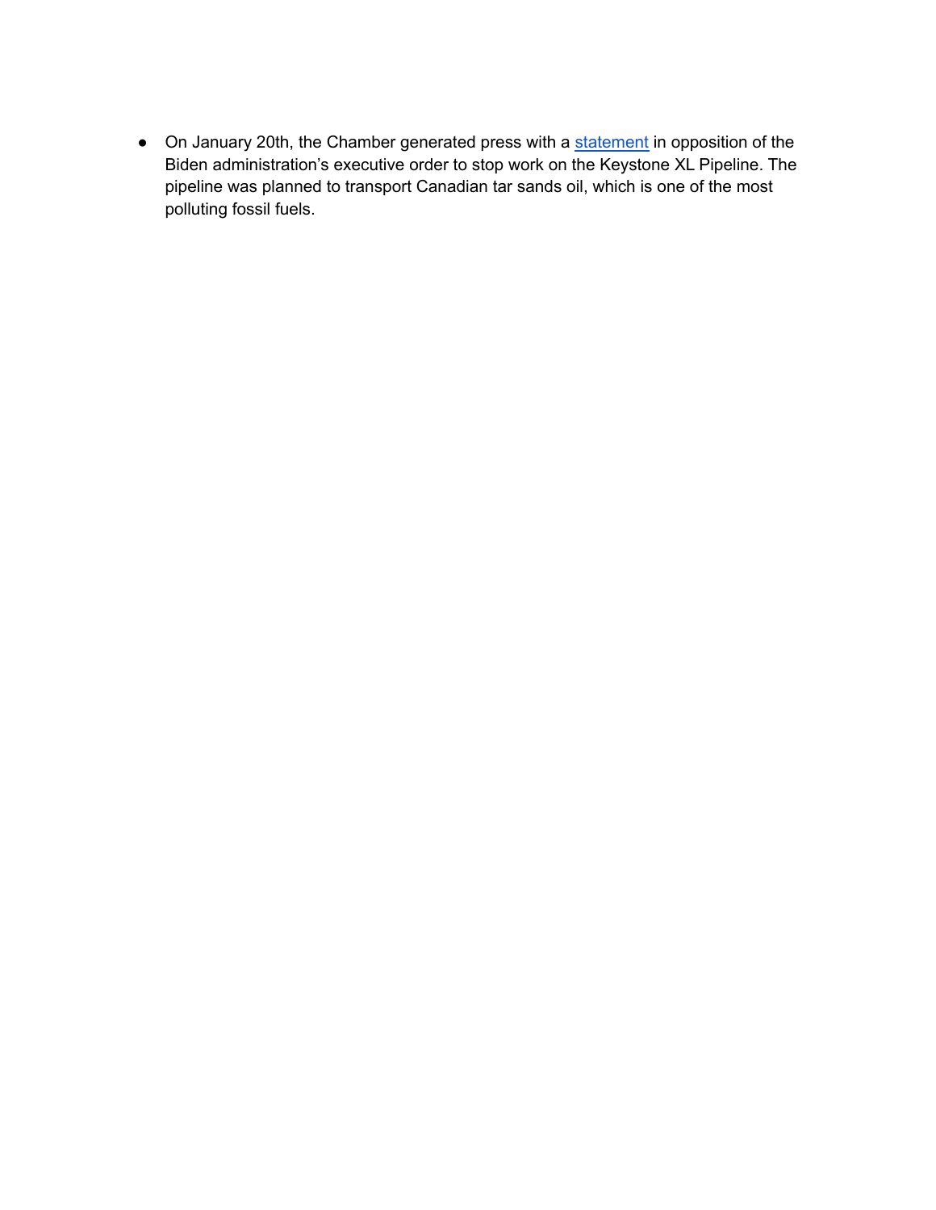- On January 20th, the Chamber generated press with a statement in opposition of the Biden administration's executive order to stop work on the Keystone XL Pipeline. The pipeline was planned to transport Canadian tar sands oil, which is one of the most polluting fossil fuels.